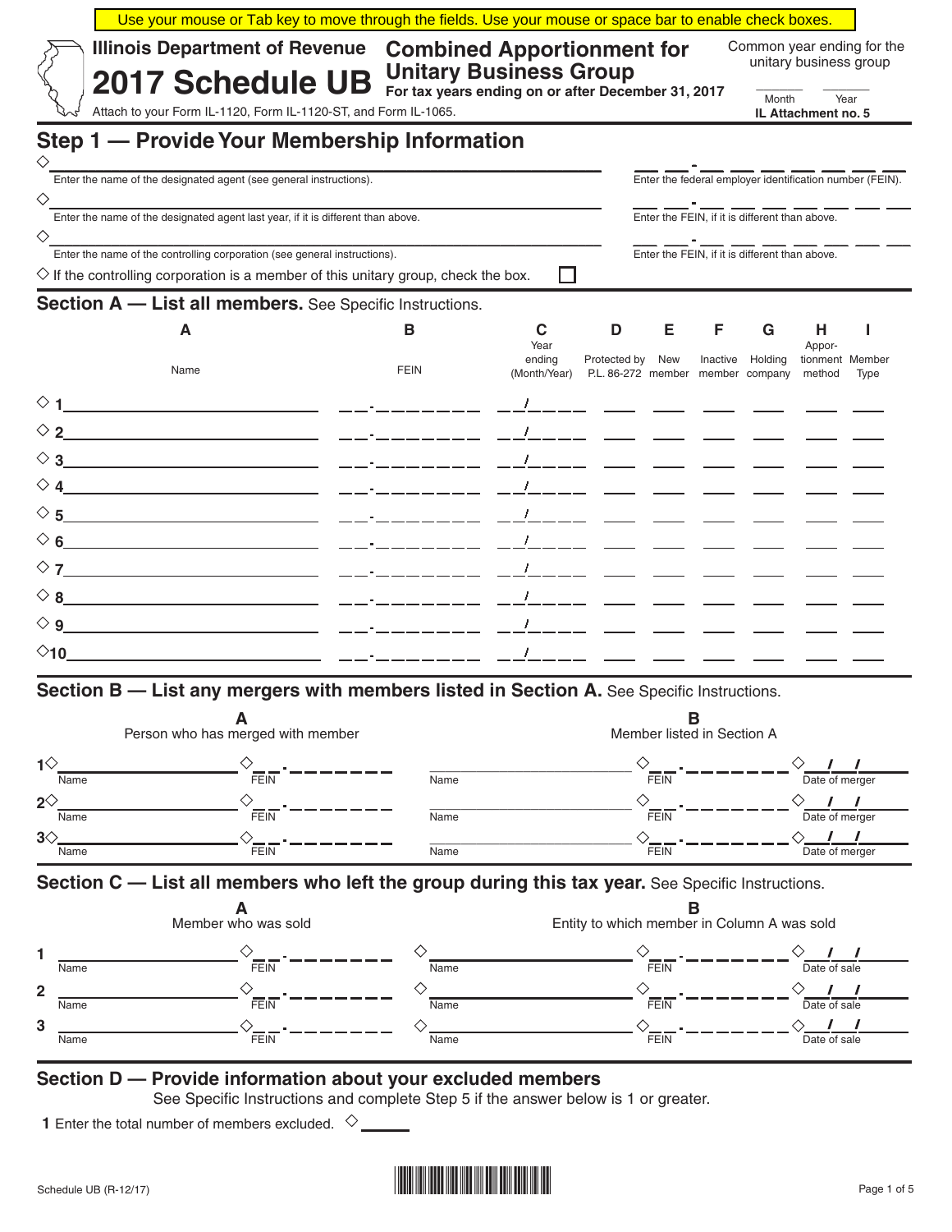Use your mouse or Tab key to move through the fields. Use your mouse or space bar to enable check boxes.

Illinois Department of Revenue

# 2017 Schedule UB

## Combined Apportionment for Unitary Business Group

For tax years ending on or after December 31, 2017

Common year ending for the unitary business group

_____ Month _____ Year

IL Attachment no. 5

Attach to your Form IL-1120, Form IL-1120-ST, and Form IL-1065.

## Step 1 — Provide Your Membership Information

______________________________ Enter the name of the designated agent (see general instructions).

__ __ - __ __ __ __ __ __ __ Enter the federal employer identification number (FEIN).

______________________________ Enter the name of the designated agent last year, if it is different than above.

__ __ - __ __ __ __ __ __ __ Enter the FEIN, if it is different than above.

______________________________ Enter the name of the controlling corporation (see general instructions).

__ __ - __ __ __ __ __ __ __ Enter the FEIN, if it is different than above.

If the controlling corporation is a member of this unitary group, check the box. ☐

## Section A — List all members. See Specific Instructions.

| | A Name | B FEIN | C Year ending (Month/Year) | D Protected by P.L. 86-272 | E New member | F Inactive member | G Holding company | H Apportionment method | I Member Type |
|---|---|---|---|---|---|---|---|---|---|
| 1 | | __ __-__ __ __ __ __ __ __ | __ __/__ __ __ __ | | | | | | |
| 2 | | __ __-__ __ __ __ __ __ __ | __ __/__ __ __ __ | | | | | | |
| 3 | | __ __-__ __ __ __ __ __ __ | __ __/__ __ __ __ | | | | | | |
| 4 | | __ __-__ __ __ __ __ __ __ | __ __/__ __ __ __ | | | | | | |
| 5 | | __ __-__ __ __ __ __ __ __ | __ __/__ __ __ __ | | | | | | |
| 6 | | __ __-__ __ __ __ __ __ __ | __ __/__ __ __ __ | | | | | | |
| 7 | | __ __-__ __ __ __ __ __ __ | __ __/__ __ __ __ | | | | | | |
| 8 | | __ __-__ __ __ __ __ __ __ | __ __/__ __ __ __ | | | | | | |
| 9 | | __ __-__ __ __ __ __ __ __ | __ __/__ __ __ __ | | | | | | |
| 10 | | __ __-__ __ __ __ __ __ __ | __ __/__ __ __ __ | | | | | | |

## Section B — List any mergers with members listed in Section A. See Specific Instructions.

| | A Person who has merged with member | | B Member listed in Section A | | |
|---|---|---|---|---|---|
| | Name | FEIN | Name | FEIN | Date of merger |
| 1 | | __ __-__ __ __ __ __ __ __ | | __ __-__ __ __ __ __ __ __ | __/__/__ |
| 2 | | __ __-__ __ __ __ __ __ __ | | __ __-__ __ __ __ __ __ __ | __/__/__ |
| 3 | | __ __-__ __ __ __ __ __ __ | | __ __-__ __ __ __ __ __ __ | __/__/__ |

## Section C — List all members who left the group during this tax year. See Specific Instructions.

| | A Member who was sold | | B Entity to which member in Column A was sold | | |
|---|---|---|---|---|---|
| | Name | FEIN | Name | FEIN | Date of sale |
| 1 | | __ __-__ __ __ __ __ __ __ | | __ __-__ __ __ __ __ __ __ | __/__/__ |
| 2 | | __ __-__ __ __ __ __ __ __ | | __ __-__ __ __ __ __ __ __ | __/__/__ |
| 3 | | __ __-__ __ __ __ __ __ __ | | __ __-__ __ __ __ __ __ __ | __/__/__ |

## Section D — Provide information about your excluded members

See Specific Instructions and complete Step 5 if the answer below is 1 or greater.

1 Enter the total number of members excluded. ______

Schedule UB (R-12/17)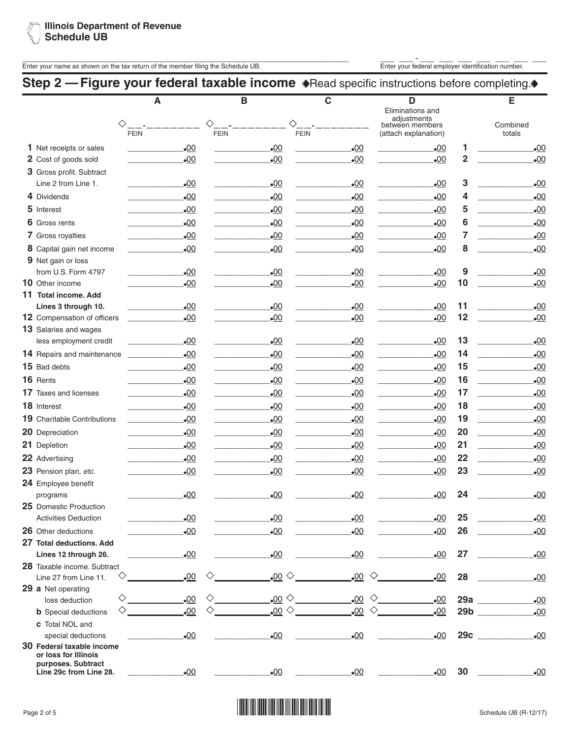**Illinois Department of Revenue**
**Schedule UB**

Enter your name as shown on the tax return of the member filing the Schedule UB. ___________________

Enter your federal employer identification number. ___ ___ - ___ ___ ___ ___ ___ ___ ___

## Step 2 — Figure your federal taxable income ◆Read specific instructions before completing.◆

| | A | B | C | D | | E |
|---|---|---|---|---|---|---|
| | ◇__-_______ FEIN | ◇__-_______ FEIN | ◇__-_______ FEIN | Eliminations and adjustments between members (attach explanation) | | Combined totals |
| **1** Net receipts or sales | .00 | .00 | .00 | .00 | 1 | .00 |
| **2** Cost of goods sold | .00 | .00 | .00 | .00 | 2 | .00 |
| **3** Gross profit. Subtract Line 2 from Line 1. | .00 | .00 | .00 | .00 | 3 | .00 |
| **4** Dividends | .00 | .00 | .00 | .00 | 4 | .00 |
| **5** Interest | .00 | .00 | .00 | .00 | 5 | .00 |
| **6** Gross rents | .00 | .00 | .00 | .00 | 6 | .00 |
| **7** Gross royalties | .00 | .00 | .00 | .00 | 7 | .00 |
| **8** Capital gain net income | .00 | .00 | .00 | .00 | 8 | .00 |
| **9** Net gain or loss from U.S. Form 4797 | .00 | .00 | .00 | .00 | 9 | .00 |
| **10** Other income | .00 | .00 | .00 | .00 | 10 | .00 |
| **11 Total income. Add Lines 3 through 10.** | .00 | .00 | .00 | .00 | 11 | .00 |
| **12** Compensation of officers | .00 | .00 | .00 | .00 | 12 | .00 |
| **13** Salaries and wages less employment credit | .00 | .00 | .00 | .00 | 13 | .00 |
| **14** Repairs and maintenance | .00 | .00 | .00 | .00 | 14 | .00 |
| **15** Bad debts | .00 | .00 | .00 | .00 | 15 | .00 |
| **16** Rents | .00 | .00 | .00 | .00 | 16 | .00 |
| **17** Taxes and licenses | .00 | .00 | .00 | .00 | 17 | .00 |
| **18** Interest | .00 | .00 | .00 | .00 | 18 | .00 |
| **19** Charitable Contributions | .00 | .00 | .00 | .00 | 19 | .00 |
| **20** Depreciation | .00 | .00 | .00 | .00 | 20 | .00 |
| **21** Depletion | .00 | .00 | .00 | .00 | 21 | .00 |
| **22** Advertising | .00 | .00 | .00 | .00 | 22 | .00 |
| **23** Pension plan, *etc.* | .00 | .00 | .00 | .00 | 23 | .00 |
| **24** Employee benefit programs | .00 | .00 | .00 | .00 | 24 | .00 |
| **25** Domestic Production Activities Deduction | .00 | .00 | .00 | .00 | 25 | .00 |
| **26** Other deductions | .00 | .00 | .00 | .00 | 26 | .00 |
| **27 Total deductions. Add Lines 12 through 26.** | .00 | .00 | .00 | .00 | 27 | .00 |
| **28** Taxable income. Subtract Line 27 from Line 11. | ◇ .00 | ◇ .00 | ◇ .00 | ◇ .00 | 28 | .00 |
| **29 a** Net operating loss deduction | ◇ .00 | ◇ .00 | ◇ .00 | ◇ .00 | 29a | .00 |
| **b** Special deductions | ◇ .00 | ◇ .00 | ◇ .00 | ◇ .00 | 29b | .00 |
| **c** Total NOL and special deductions | .00 | .00 | .00 | .00 | 29c | .00 |
| **30 Federal taxable income or loss for Illinois purposes. Subtract Line 29c from Line 28.** | .00 | .00 | .00 | .00 | 30 | .00 |

Schedule UB (R-12/17)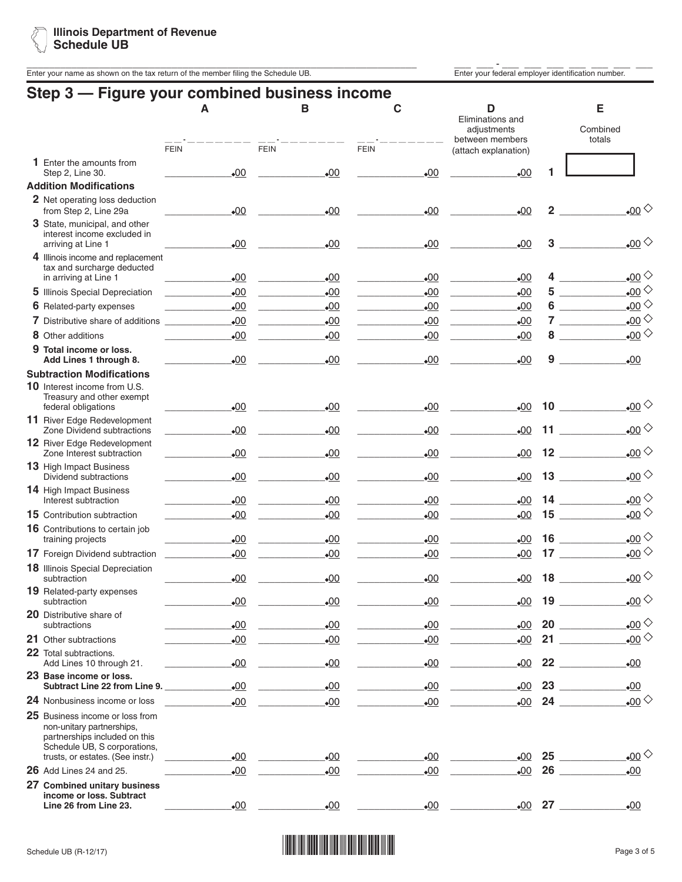Illinois Department of Revenue
**Schedule UB**

Enter your name as shown on the tax return of the member filing the Schedule UB. ____________________

Enter your federal employer identification number. ___ ___ - ___ ___ ___ ___ ___ ___ ___

## Step 3 — Figure your combined business income

| | A | B | C | D | | E |
|---|---|---|---|---|---|---|
| | __-_______ FEIN | __-_______ FEIN | __-_______ FEIN | Eliminations and adjustments between members (attach explanation) | | Combined totals |
| **1** Enter the amounts from Step 2, Line 30. | .00 | .00 | .00 | .00 | 1 | |
| **Addition Modifications** | | | | | | |
| **2** Net operating loss deduction from Step 2, Line 29a | .00 | .00 | .00 | .00 | 2 | .00 ◇ |
| **3** State, municipal, and other interest income excluded in arriving at Line 1 | .00 | .00 | .00 | .00 | 3 | .00 ◇ |
| **4** Illinois income and replacement tax and surcharge deducted in arriving at Line 1 | .00 | .00 | .00 | .00 | 4 | .00 ◇ |
| **5** Illinois Special Depreciation | .00 | .00 | .00 | .00 | 5 | .00 ◇ |
| **6** Related-party expenses | .00 | .00 | .00 | .00 | 6 | .00 ◇ |
| **7** Distributive share of additions | .00 | .00 | .00 | .00 | 7 | .00 ◇ |
| **8** Other additions | .00 | .00 | .00 | .00 | 8 | .00 ◇ |
| **9 Total income or loss. Add Lines 1 through 8.** | .00 | .00 | .00 | .00 | 9 | .00 |
| **Subtraction Modifications** | | | | | | |
| **10** Interest income from U.S. Treasury and other exempt federal obligations | .00 | .00 | .00 | .00 | 10 | .00 ◇ |
| **11** River Edge Redevelopment Zone Dividend subtractions | .00 | .00 | .00 | .00 | 11 | .00 ◇ |
| **12** River Edge Redevelopment Zone Interest subtraction | .00 | .00 | .00 | .00 | 12 | .00 ◇ |
| **13** High Impact Business Dividend subtractions | .00 | .00 | .00 | .00 | 13 | .00 ◇ |
| **14** High Impact Business Interest subtraction | .00 | .00 | .00 | .00 | 14 | .00 ◇ |
| **15** Contribution subtraction | .00 | .00 | .00 | .00 | 15 | .00 ◇ |
| **16** Contributions to certain job training projects | .00 | .00 | .00 | .00 | 16 | .00 ◇ |
| **17** Foreign Dividend subtraction | .00 | .00 | .00 | .00 | 17 | .00 ◇ |
| **18** Illinois Special Depreciation subtraction | .00 | .00 | .00 | .00 | 18 | .00 ◇ |
| **19** Related-party expenses subtraction | .00 | .00 | .00 | .00 | 19 | .00 ◇ |
| **20** Distributive share of subtractions | .00 | .00 | .00 | .00 | 20 | .00 ◇ |
| **21** Other subtractions | .00 | .00 | .00 | .00 | 21 | .00 ◇ |
| **22** Total subtractions. Add Lines 10 through 21. | .00 | .00 | .00 | .00 | 22 | .00 |
| **23 Base income or loss. Subtract Line 22 from Line 9.** | .00 | .00 | .00 | .00 | 23 | .00 |
| **24** Nonbusiness income or loss | .00 | .00 | .00 | .00 | 24 | .00 ◇ |
| **25** Business income or loss from non-unitary partnerships, partnerships included on this Schedule UB, S corporations, trusts, or estates. (See instr.) | .00 | .00 | .00 | .00 | 25 | .00 ◇ |
| **26** Add Lines 24 and 25. | .00 | .00 | .00 | .00 | 26 | .00 |
| **27 Combined unitary business income or loss. Subtract Line 26 from Line 23.** | .00 | .00 | .00 | .00 | 27 | .00 |

Schedule UB (R-12/17)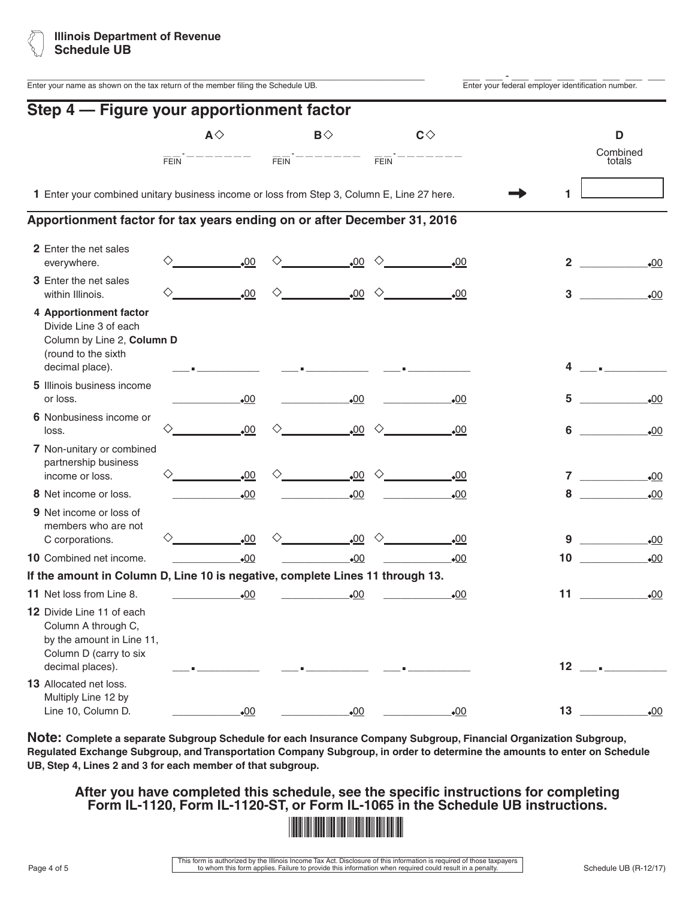**Illinois Department of Revenue**
**Schedule UB**

Enter your name as shown on the tax return of the member filing the Schedule UB. ___ ___ - ___ ___ ___ ___ ___ ___ ___ Enter your federal employer identification number.

## Step 4 — Figure your apportionment factor

| | A ◇ | B ◇ | C ◇ | | D |
|---|---|---|---|---|---|
| | __-_______ FEIN | __-_______ FEIN | __-_______ FEIN | | Combined totals |
| **1** Enter your combined unitary business income or loss from Step 3, Column E, Line 27 here. | | | | 1 | |

### Apportionment factor for tax years ending on or after December 31, 2016

| | A | B | C | | D |
|---|---|---|---|---|---|
| **2** Enter the net sales everywhere. | ◇ .00 | ◇ .00 | ◇ .00 | 2 | .00 |
| **3** Enter the net sales within Illinois. | ◇ .00 | ◇ .00 | ◇ .00 | 3 | .00 |
| **4 Apportionment factor** Divide Line 3 of each Column by Line 2, **Column D** (round to the sixth decimal place). | ___ . ______ | ___ . ______ | ___ . ______ | 4 | ___ . ______ |
| **5** Illinois business income or loss. | .00 | .00 | .00 | 5 | .00 |
| **6** Nonbusiness income or loss. | ◇ .00 | ◇ .00 | ◇ .00 | 6 | .00 |
| **7** Non-unitary or combined partnership business income or loss. | ◇ .00 | ◇ .00 | ◇ .00 | 7 | .00 |
| **8** Net income or loss. | .00 | .00 | .00 | 8 | .00 |
| **9** Net income or loss of members who are not C corporations. | ◇ .00 | ◇ .00 | ◇ .00 | 9 | .00 |
| **10** Combined net income. | .00 | .00 | .00 | 10 | .00 |

**If the amount in Column D, Line 10 is negative, complete Lines 11 through 13.**

| | A | B | C | | D |
|---|---|---|---|---|---|
| **11** Net loss from Line 8. | .00 | .00 | .00 | 11 | .00 |
| **12** Divide Line 11 of each Column A through C, by the amount in Line 11, Column D (carry to six decimal places). | ___ . ______ | ___ . ______ | ___ . ______ | 12 | ___ . ______ |
| **13** Allocated net loss. Multiply Line 12 by Line 10, Column D. | .00 | .00 | .00 | 13 | .00 |

**Note: Complete a separate Subgroup Schedule for each Insurance Company Subgroup, Financial Organization Subgroup, Regulated Exchange Subgroup, and Transportation Company Subgroup, in order to determine the amounts to enter on Schedule UB, Step 4, Lines 2 and 3 for each member of that subgroup.**

**After you have completed this schedule, see the specific instructions for completing Form IL-1120, Form IL-1120-ST, or Form IL-1065 in the Schedule UB instructions.**

This form is authorized by the Illinois Income Tax Act. Disclosure of this information is required of those taxpayers to whom this form applies. Failure to provide this information when required could result in a penalty.

Schedule UB (R-12/17)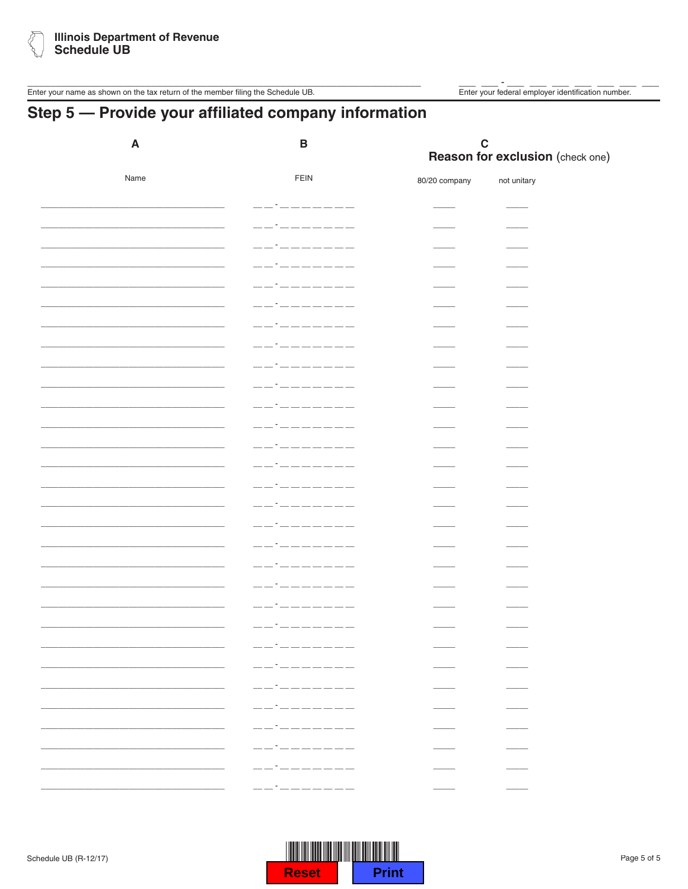Illinois Department of Revenue
**Schedule UB**

Enter your name as shown on the tax return of the member filing the Schedule UB.

Enter your federal employer identification number.

## Step 5 — Provide your affiliated company information

| A | B | C Reason for exclusion (check one) | |
|---|---|---|---|
| Name | FEIN | 80/20 company | not unitary |
| | \_\_ - \_\_\_\_\_\_\_ | | |
| | \_\_ - \_\_\_\_\_\_\_ | | |
| | \_\_ - \_\_\_\_\_\_\_ | | |
| | \_\_ - \_\_\_\_\_\_\_ | | |
| | \_\_ - \_\_\_\_\_\_\_ | | |
| | \_\_ - \_\_\_\_\_\_\_ | | |
| | \_\_ - \_\_\_\_\_\_\_ | | |
| | \_\_ - \_\_\_\_\_\_\_ | | |
| | \_\_ - \_\_\_\_\_\_\_ | | |
| | \_\_ - \_\_\_\_\_\_\_ | | |
| | \_\_ - \_\_\_\_\_\_\_ | | |
| | \_\_ - \_\_\_\_\_\_\_ | | |
| | \_\_ - \_\_\_\_\_\_\_ | | |
| | \_\_ - \_\_\_\_\_\_\_ | | |
| | \_\_ - \_\_\_\_\_\_\_ | | |
| | \_\_ - \_\_\_\_\_\_\_ | | |
| | \_\_ - \_\_\_\_\_\_\_ | | |
| | \_\_ - \_\_\_\_\_\_\_ | | |
| | \_\_ - \_\_\_\_\_\_\_ | | |
| | \_\_ - \_\_\_\_\_\_\_ | | |
| | \_\_ - \_\_\_\_\_\_\_ | | |
| | \_\_ - \_\_\_\_\_\_\_ | | |
| | \_\_ - \_\_\_\_\_\_\_ | | |
| | \_\_ - \_\_\_\_\_\_\_ | | |
| | \_\_ - \_\_\_\_\_\_\_ | | |
| | \_\_ - \_\_\_\_\_\_\_ | | |
| | \_\_ - \_\_\_\_\_\_\_ | | |
| | \_\_ - \_\_\_\_\_\_\_ | | |
| | \_\_ - \_\_\_\_\_\_\_ | | |
| | \_\_ - \_\_\_\_\_\_\_ | | |

Schedule UB (R-12/17)

Reset Print